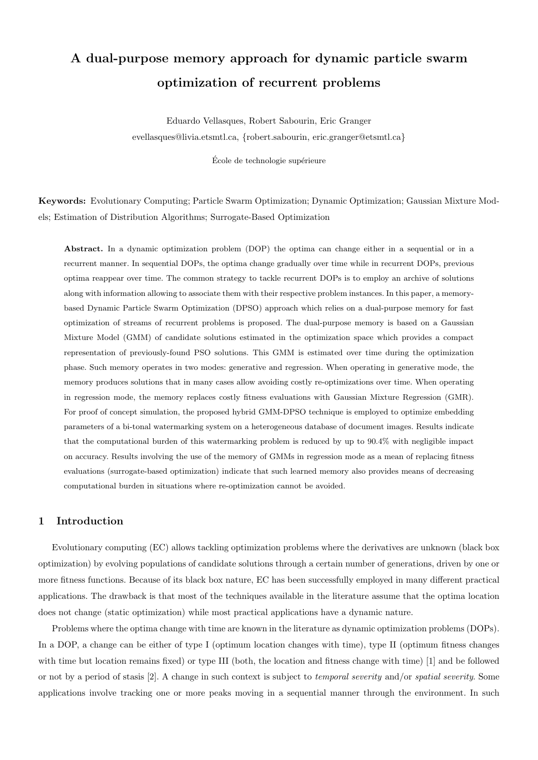# A dual-purpose memory approach for dynamic particle swarm optimization of recurrent problems

Eduardo Vellasques, Robert Sabourin, Eric Granger
evellasques@livia.etsmtl.ca, {robert.sabourin, eric.granger@etsmtl.ca}

École de technologie supérieure

**Keywords:** Evolutionary Computing; Particle Swarm Optimization; Dynamic Optimization; Gaussian Mixture Models; Estimation of Distribution Algorithms; Surrogate-Based Optimization

**Abstract.** In a dynamic optimization problem (DOP) the optima can change either in a sequential or in a recurrent manner. In sequential DOPs, the optima change gradually over time while in recurrent DOPs, previous optima reappear over time. The common strategy to tackle recurrent DOPs is to employ an archive of solutions along with information allowing to associate them with their respective problem instances. In this paper, a memory-based Dynamic Particle Swarm Optimization (DPSO) approach which relies on a dual-purpose memory for fast optimization of streams of recurrent problems is proposed. The dual-purpose memory is based on a Gaussian Mixture Model (GMM) of candidate solutions estimated in the optimization space which provides a compact representation of previously-found PSO solutions. This GMM is estimated over time during the optimization phase. Such memory operates in two modes: generative and regression. When operating in generative mode, the memory produces solutions that in many cases allow avoiding costly re-optimizations over time. When operating in regression mode, the memory replaces costly fitness evaluations with Gaussian Mixture Regression (GMR). For proof of concept simulation, the proposed hybrid GMM-DPSO technique is employed to optimize embedding parameters of a bi-tonal watermarking system on a heterogeneous database of document images. Results indicate that the computational burden of this watermarking problem is reduced by up to 90.4% with negligible impact on accuracy. Results involving the use of the memory of GMMs in regression mode as a mean of replacing fitness evaluations (surrogate-based optimization) indicate that such learned memory also provides means of decreasing computational burden in situations where re-optimization cannot be avoided.

## 1 Introduction

Evolutionary computing (EC) allows tackling optimization problems where the derivatives are unknown (black box optimization) by evolving populations of candidate solutions through a certain number of generations, driven by one or more fitness functions. Because of its black box nature, EC has been successfully employed in many different practical applications. The drawback is that most of the techniques available in the literature assume that the optima location does not change (static optimization) while most practical applications have a dynamic nature.

Problems where the optima change with time are known in the literature as dynamic optimization problems (DOPs). In a DOP, a change can be either of type I (optimum location changes with time), type II (optimum fitness changes with time but location remains fixed) or type III (both, the location and fitness change with time) [1] and be followed or not by a period of stasis [2]. A change in such context is subject to *temporal severity* and/or *spatial severity*. Some applications involve tracking one or more peaks moving in a sequential manner through the environment. In such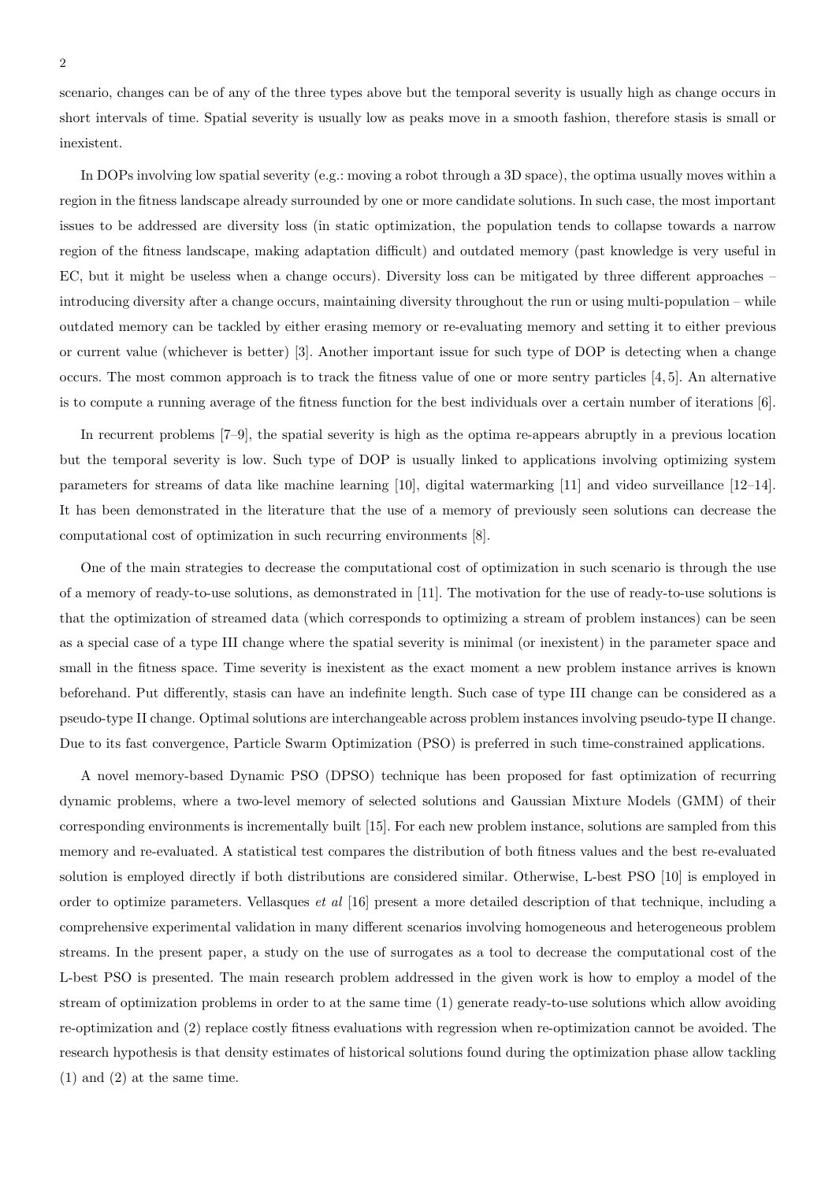scenario, changes can be of any of the three types above but the temporal severity is usually high as change occurs in short intervals of time. Spatial severity is usually low as peaks move in a smooth fashion, therefore stasis is small or inexistent.

In DOPs involving low spatial severity (e.g.: moving a robot through a 3D space), the optima usually moves within a region in the fitness landscape already surrounded by one or more candidate solutions. In such case, the most important issues to be addressed are diversity loss (in static optimization, the population tends to collapse towards a narrow region of the fitness landscape, making adaptation difficult) and outdated memory (past knowledge is very useful in EC, but it might be useless when a change occurs). Diversity loss can be mitigated by three different approaches – introducing diversity after a change occurs, maintaining diversity throughout the run or using multi-population – while outdated memory can be tackled by either erasing memory or re-evaluating memory and setting it to either previous or current value (whichever is better) [3]. Another important issue for such type of DOP is detecting when a change occurs. The most common approach is to track the fitness value of one or more sentry particles [4, 5]. An alternative is to compute a running average of the fitness function for the best individuals over a certain number of iterations [6].

In recurrent problems [7–9], the spatial severity is high as the optima re-appears abruptly in a previous location but the temporal severity is low. Such type of DOP is usually linked to applications involving optimizing system parameters for streams of data like machine learning [10], digital watermarking [11] and video surveillance [12–14]. It has been demonstrated in the literature that the use of a memory of previously seen solutions can decrease the computational cost of optimization in such recurring environments [8].

One of the main strategies to decrease the computational cost of optimization in such scenario is through the use of a memory of ready-to-use solutions, as demonstrated in [11]. The motivation for the use of ready-to-use solutions is that the optimization of streamed data (which corresponds to optimizing a stream of problem instances) can be seen as a special case of a type III change where the spatial severity is minimal (or inexistent) in the parameter space and small in the fitness space. Time severity is inexistent as the exact moment a new problem instance arrives is known beforehand. Put differently, stasis can have an indefinite length. Such case of type III change can be considered as a pseudo-type II change. Optimal solutions are interchangeable across problem instances involving pseudo-type II change. Due to its fast convergence, Particle Swarm Optimization (PSO) is preferred in such time-constrained applications.

A novel memory-based Dynamic PSO (DPSO) technique has been proposed for fast optimization of recurring dynamic problems, where a two-level memory of selected solutions and Gaussian Mixture Models (GMM) of their corresponding environments is incrementally built [15]. For each new problem instance, solutions are sampled from this memory and re-evaluated. A statistical test compares the distribution of both fitness values and the best re-evaluated solution is employed directly if both distributions are considered similar. Otherwise, L-best PSO [10] is employed in order to optimize parameters. Vellasques *et al* [16] present a more detailed description of that technique, including a comprehensive experimental validation in many different scenarios involving homogeneous and heterogeneous problem streams. In the present paper, a study on the use of surrogates as a tool to decrease the computational cost of the L-best PSO is presented. The main research problem addressed in the given work is how to employ a model of the stream of optimization problems in order to at the same time (1) generate ready-to-use solutions which allow avoiding re-optimization and (2) replace costly fitness evaluations with regression when re-optimization cannot be avoided. The research hypothesis is that density estimates of historical solutions found during the optimization phase allow tackling (1) and (2) at the same time.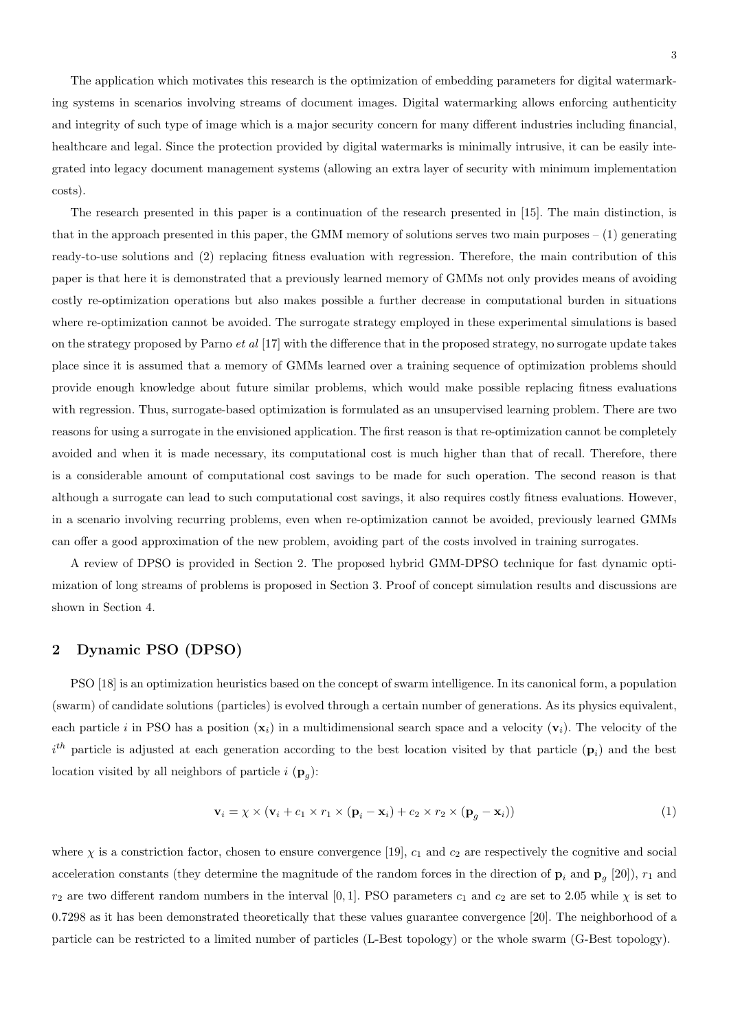The application which motivates this research is the optimization of embedding parameters for digital watermarking systems in scenarios involving streams of document images. Digital watermarking allows enforcing authenticity and integrity of such type of image which is a major security concern for many different industries including financial, healthcare and legal. Since the protection provided by digital watermarks is minimally intrusive, it can be easily integrated into legacy document management systems (allowing an extra layer of security with minimum implementation costs).

The research presented in this paper is a continuation of the research presented in [15]. The main distinction, is that in the approach presented in this paper, the GMM memory of solutions serves two main purposes – (1) generating ready-to-use solutions and (2) replacing fitness evaluation with regression. Therefore, the main contribution of this paper is that here it is demonstrated that a previously learned memory of GMMs not only provides means of avoiding costly re-optimization operations but also makes possible a further decrease in computational burden in situations where re-optimization cannot be avoided. The surrogate strategy employed in these experimental simulations is based on the strategy proposed by Parno *et al* [17] with the difference that in the proposed strategy, no surrogate update takes place since it is assumed that a memory of GMMs learned over a training sequence of optimization problems should provide enough knowledge about future similar problems, which would make possible replacing fitness evaluations with regression. Thus, surrogate-based optimization is formulated as an unsupervised learning problem. There are two reasons for using a surrogate in the envisioned application. The first reason is that re-optimization cannot be completely avoided and when it is made necessary, its computational cost is much higher than that of recall. Therefore, there is a considerable amount of computational cost savings to be made for such operation. The second reason is that although a surrogate can lead to such computational cost savings, it also requires costly fitness evaluations. However, in a scenario involving recurring problems, even when re-optimization cannot be avoided, previously learned GMMs can offer a good approximation of the new problem, avoiding part of the costs involved in training surrogates.

A review of DPSO is provided in Section 2. The proposed hybrid GMM-DPSO technique for fast dynamic optimization of long streams of problems is proposed in Section 3. Proof of concept simulation results and discussions are shown in Section 4.

## 2 Dynamic PSO (DPSO)

PSO [18] is an optimization heuristics based on the concept of swarm intelligence. In its canonical form, a population (swarm) of candidate solutions (particles) is evolved through a certain number of generations. As its physics equivalent, each particle $i$ in PSO has a position ($\mathbf{x}_i$) in a multidimensional search space and a velocity ($\mathbf{v}_i$). The velocity of the $i^{th}$ particle is adjusted at each generation according to the best location visited by that particle ($\mathbf{p}_i$) and the best location visited by all neighbors of particle $i$ ($\mathbf{p}_g$):

$$\mathbf{v}_i = \chi \times (\mathbf{v}_i + c_1 \times r_1 \times (\mathbf{p}_i - \mathbf{x}_i) + c_2 \times r_2 \times (\mathbf{p}_g - \mathbf{x}_i)) \tag{1}$$

where $\chi$ is a constriction factor, chosen to ensure convergence [19], $c_1$ and $c_2$ are respectively the cognitive and social acceleration constants (they determine the magnitude of the random forces in the direction of $\mathbf{p}_i$ and $\mathbf{p}_g$ [20]), $r_1$ and $r_2$ are two different random numbers in the interval $[0, 1]$. PSO parameters $c_1$ and $c_2$ are set to 2.05 while $\chi$ is set to 0.7298 as it has been demonstrated theoretically that these values guarantee convergence [20]. The neighborhood of a particle can be restricted to a limited number of particles (L-Best topology) or the whole swarm (G-Best topology).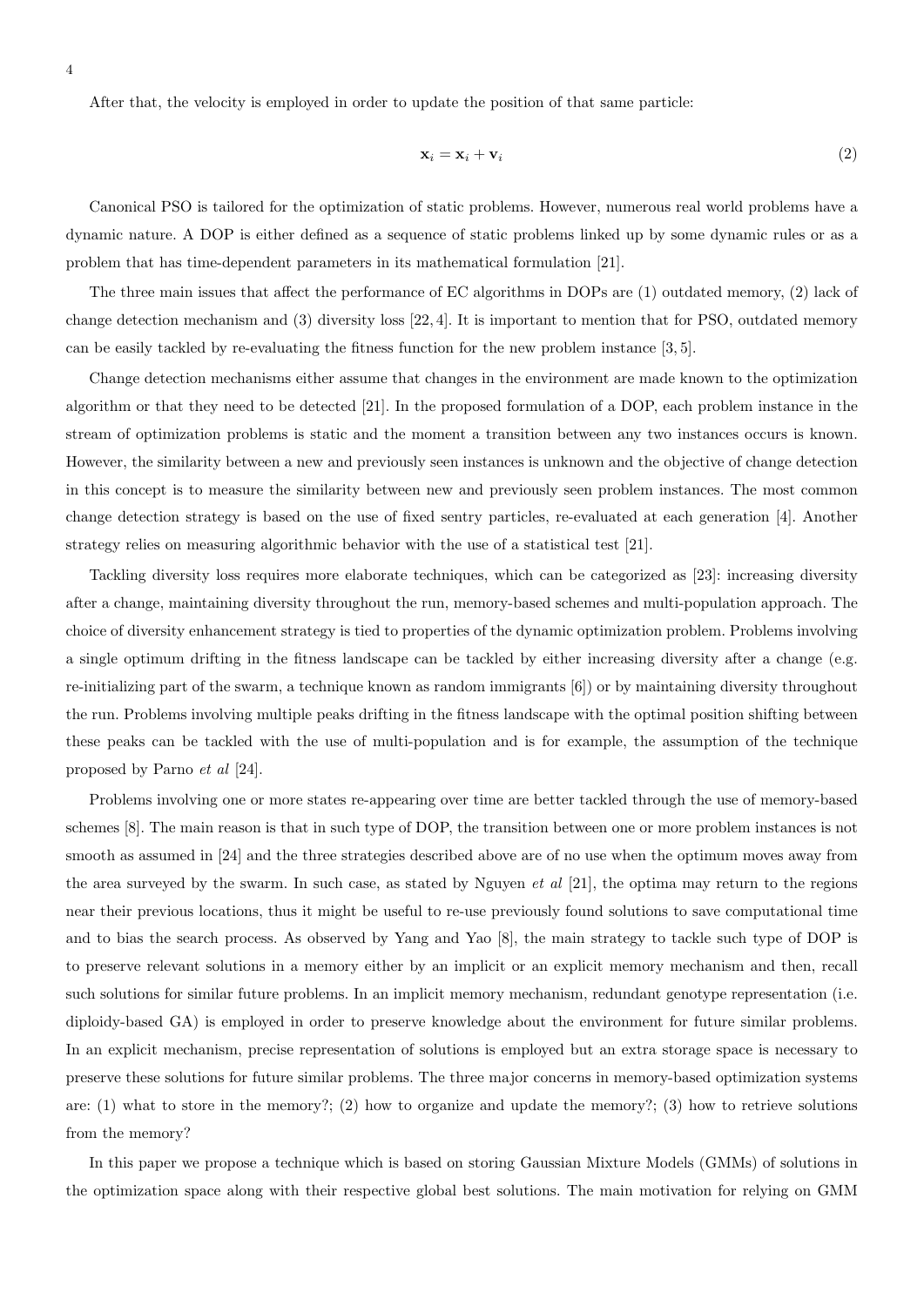After that, the velocity is employed in order to update the position of that same particle:

$$\mathbf{x}_i = \mathbf{x}_i + \mathbf{v}_i \tag{2}$$

Canonical PSO is tailored for the optimization of static problems. However, numerous real world problems have a dynamic nature. A DOP is either defined as a sequence of static problems linked up by some dynamic rules or as a problem that has time-dependent parameters in its mathematical formulation [21].

The three main issues that affect the performance of EC algorithms in DOPs are (1) outdated memory, (2) lack of change detection mechanism and (3) diversity loss [22, 4]. It is important to mention that for PSO, outdated memory can be easily tackled by re-evaluating the fitness function for the new problem instance [3, 5].

Change detection mechanisms either assume that changes in the environment are made known to the optimization algorithm or that they need to be detected [21]. In the proposed formulation of a DOP, each problem instance in the stream of optimization problems is static and the moment a transition between any two instances occurs is known. However, the similarity between a new and previously seen instances is unknown and the objective of change detection in this concept is to measure the similarity between new and previously seen problem instances. The most common change detection strategy is based on the use of fixed sentry particles, re-evaluated at each generation [4]. Another strategy relies on measuring algorithmic behavior with the use of a statistical test [21].

Tackling diversity loss requires more elaborate techniques, which can be categorized as [23]: increasing diversity after a change, maintaining diversity throughout the run, memory-based schemes and multi-population approach. The choice of diversity enhancement strategy is tied to properties of the dynamic optimization problem. Problems involving a single optimum drifting in the fitness landscape can be tackled by either increasing diversity after a change (e.g. re-initializing part of the swarm, a technique known as random immigrants [6]) or by maintaining diversity throughout the run. Problems involving multiple peaks drifting in the fitness landscape with the optimal position shifting between these peaks can be tackled with the use of multi-population and is for example, the assumption of the technique proposed by Parno *et al* [24].

Problems involving one or more states re-appearing over time are better tackled through the use of memory-based schemes [8]. The main reason is that in such type of DOP, the transition between one or more problem instances is not smooth as assumed in [24] and the three strategies described above are of no use when the optimum moves away from the area surveyed by the swarm. In such case, as stated by Nguyen *et al* [21], the optima may return to the regions near their previous locations, thus it might be useful to re-use previously found solutions to save computational time and to bias the search process. As observed by Yang and Yao [8], the main strategy to tackle such type of DOP is to preserve relevant solutions in a memory either by an implicit or an explicit memory mechanism and then, recall such solutions for similar future problems. In an implicit memory mechanism, redundant genotype representation (i.e. diploidy-based GA) is employed in order to preserve knowledge about the environment for future similar problems. In an explicit mechanism, precise representation of solutions is employed but an extra storage space is necessary to preserve these solutions for future similar problems. The three major concerns in memory-based optimization systems are: (1) what to store in the memory?; (2) how to organize and update the memory?; (3) how to retrieve solutions from the memory?

In this paper we propose a technique which is based on storing Gaussian Mixture Models (GMMs) of solutions in the optimization space along with their respective global best solutions. The main motivation for relying on GMM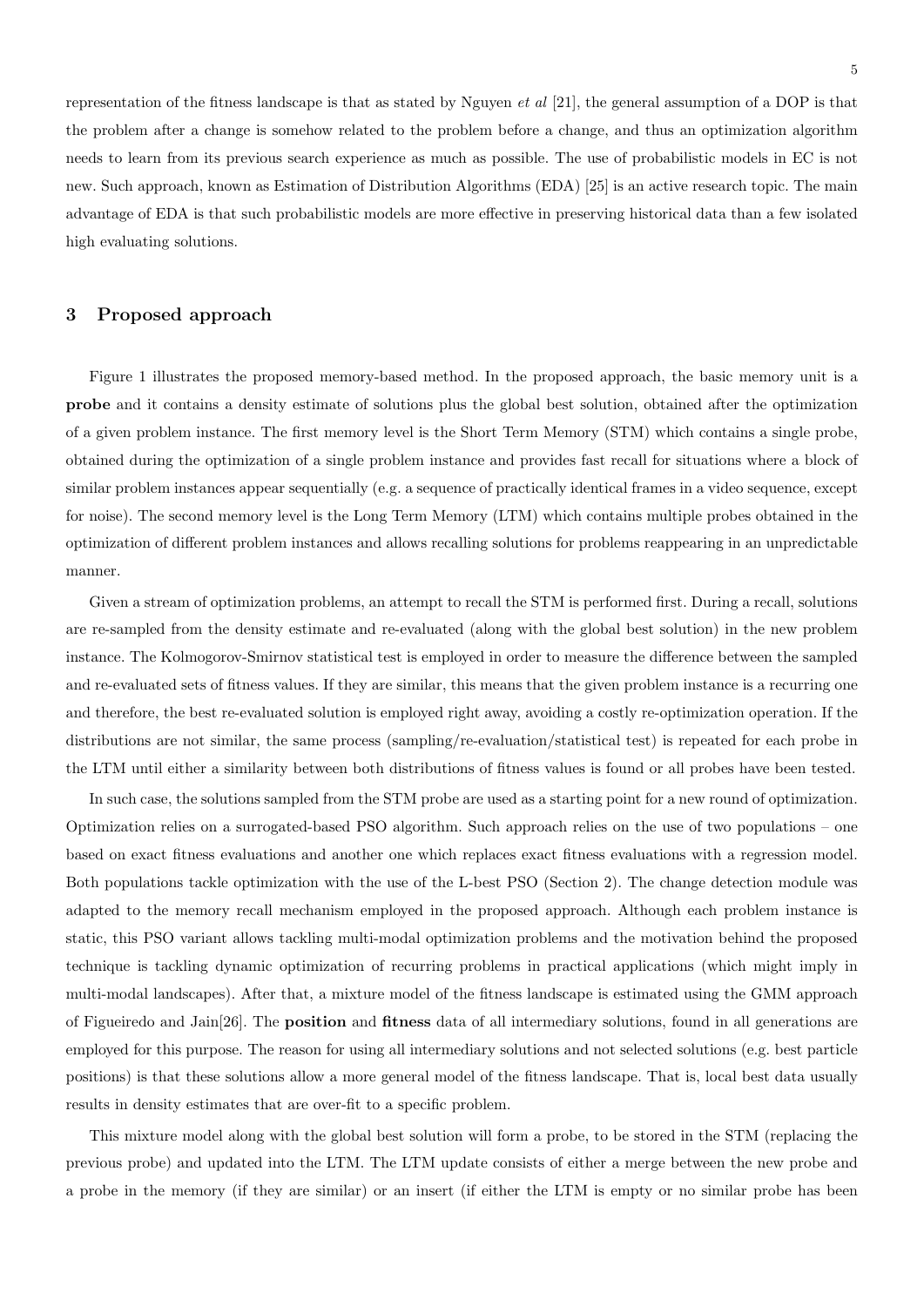representation of the fitness landscape is that as stated by Nguyen *et al* [21], the general assumption of a DOP is that the problem after a change is somehow related to the problem before a change, and thus an optimization algorithm needs to learn from its previous search experience as much as possible. The use of probabilistic models in EC is not new. Such approach, known as Estimation of Distribution Algorithms (EDA) [25] is an active research topic. The main advantage of EDA is that such probabilistic models are more effective in preserving historical data than a few isolated high evaluating solutions.

## 3 Proposed approach

Figure 1 illustrates the proposed memory-based method. In the proposed approach, the basic memory unit is a **probe** and it contains a density estimate of solutions plus the global best solution, obtained after the optimization of a given problem instance. The first memory level is the Short Term Memory (STM) which contains a single probe, obtained during the optimization of a single problem instance and provides fast recall for situations where a block of similar problem instances appear sequentially (e.g. a sequence of practically identical frames in a video sequence, except for noise). The second memory level is the Long Term Memory (LTM) which contains multiple probes obtained in the optimization of different problem instances and allows recalling solutions for problems reappearing in an unpredictable manner.

Given a stream of optimization problems, an attempt to recall the STM is performed first. During a recall, solutions are re-sampled from the density estimate and re-evaluated (along with the global best solution) in the new problem instance. The Kolmogorov-Smirnov statistical test is employed in order to measure the difference between the sampled and re-evaluated sets of fitness values. If they are similar, this means that the given problem instance is a recurring one and therefore, the best re-evaluated solution is employed right away, avoiding a costly re-optimization operation. If the distributions are not similar, the same process (sampling/re-evaluation/statistical test) is repeated for each probe in the LTM until either a similarity between both distributions of fitness values is found or all probes have been tested.

In such case, the solutions sampled from the STM probe are used as a starting point for a new round of optimization. Optimization relies on a surrogated-based PSO algorithm. Such approach relies on the use of two populations – one based on exact fitness evaluations and another one which replaces exact fitness evaluations with a regression model. Both populations tackle optimization with the use of the L-best PSO (Section 2). The change detection module was adapted to the memory recall mechanism employed in the proposed approach. Although each problem instance is static, this PSO variant allows tackling multi-modal optimization problems and the motivation behind the proposed technique is tackling dynamic optimization of recurring problems in practical applications (which might imply in multi-modal landscapes). After that, a mixture model of the fitness landscape is estimated using the GMM approach of Figueiredo and Jain[26]. The **position** and **fitness** data of all intermediary solutions, found in all generations are employed for this purpose. The reason for using all intermediary solutions and not selected solutions (e.g. best particle positions) is that these solutions allow a more general model of the fitness landscape. That is, local best data usually results in density estimates that are over-fit to a specific problem.

This mixture model along with the global best solution will form a probe, to be stored in the STM (replacing the previous probe) and updated into the LTM. The LTM update consists of either a merge between the new probe and a probe in the memory (if they are similar) or an insert (if either the LTM is empty or no similar probe has been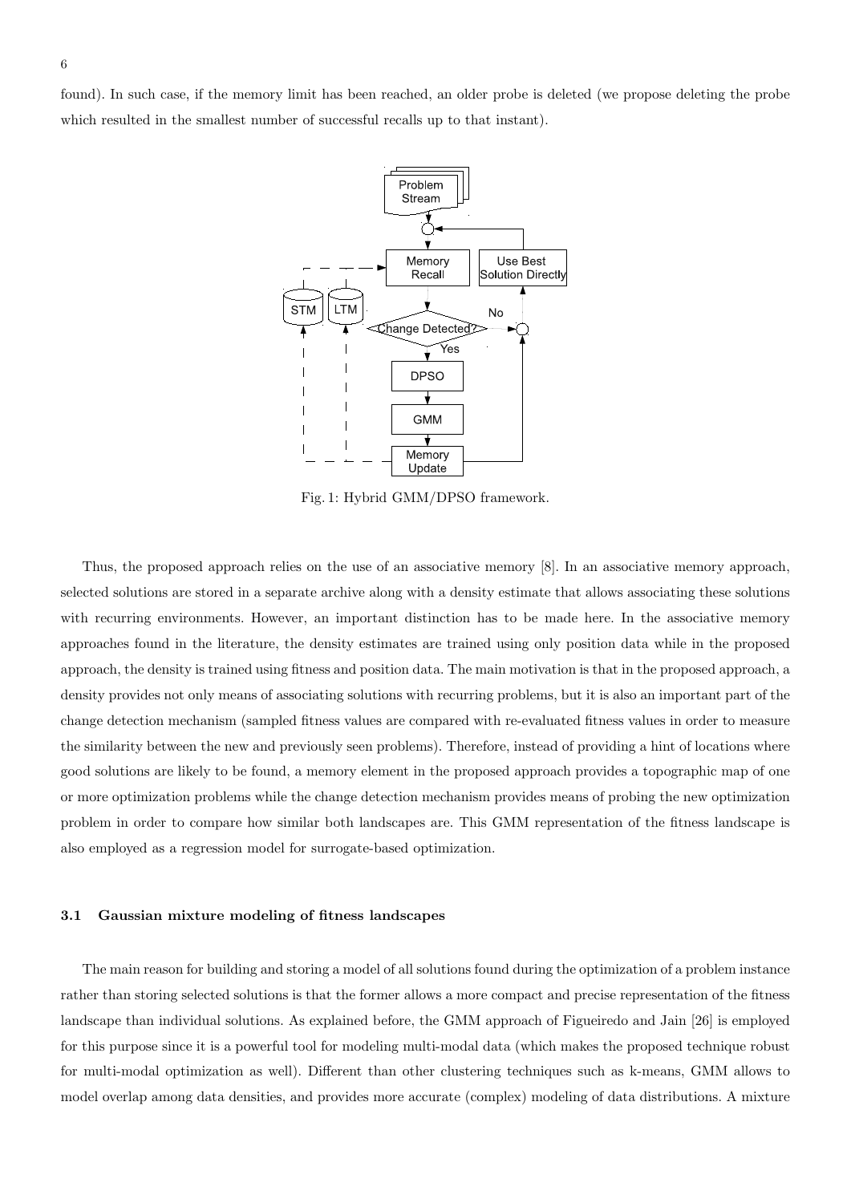found). In such case, if the memory limit has been reached, an older probe is deleted (we propose deleting the probe which resulted in the smallest number of successful recalls up to that instant).

Problem Stream

Memory Recall

Use Best Solution Directly

STM

LTM

Change Detected?

No

Yes

DPSO

GMM

Memory Update

Fig. 1: Hybrid GMM/DPSO framework.

Thus, the proposed approach relies on the use of an associative memory [8]. In an associative memory approach, selected solutions are stored in a separate archive along with a density estimate that allows associating these solutions with recurring environments. However, an important distinction has to be made here. In the associative memory approaches found in the literature, the density estimates are trained using only position data while in the proposed approach, the density is trained using fitness and position data. The main motivation is that in the proposed approach, a density provides not only means of associating solutions with recurring problems, but it is also an important part of the change detection mechanism (sampled fitness values are compared with re-evaluated fitness values in order to measure the similarity between the new and previously seen problems). Therefore, instead of providing a hint of locations where good solutions are likely to be found, a memory element in the proposed approach provides a topographic map of one or more optimization problems while the change detection mechanism provides means of probing the new optimization problem in order to compare how similar both landscapes are. This GMM representation of the fitness landscape is also employed as a regression model for surrogate-based optimization.

### 3.1 Gaussian mixture modeling of fitness landscapes

The main reason for building and storing a model of all solutions found during the optimization of a problem instance rather than storing selected solutions is that the former allows a more compact and precise representation of the fitness landscape than individual solutions. As explained before, the GMM approach of Figueiredo and Jain [26] is employed for this purpose since it is a powerful tool for modeling multi-modal data (which makes the proposed technique robust for multi-modal optimization as well). Different than other clustering techniques such as k-means, GMM allows to model overlap among data densities, and provides more accurate (complex) modeling of data distributions. A mixture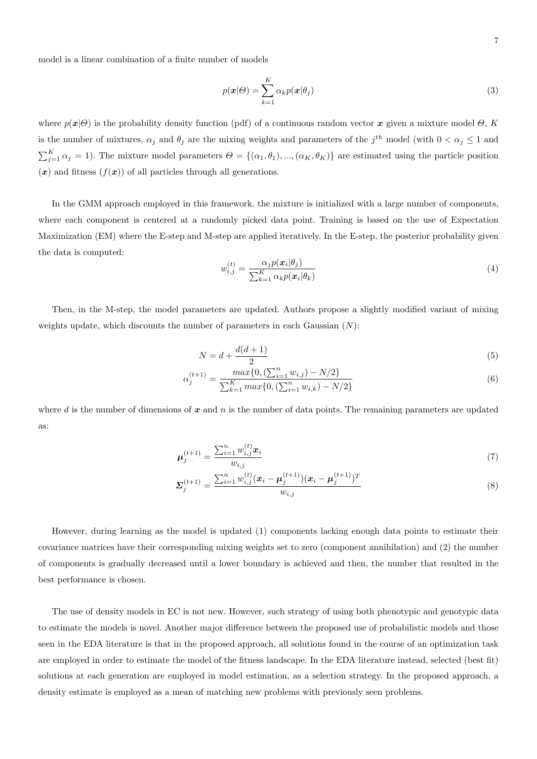model is a linear combination of a finite number of models

$$p(\boldsymbol{x}|\Theta) = \sum_{k=1}^{K} \alpha_k p(\boldsymbol{x}|\theta_j) \tag{3}$$

where $p(\boldsymbol{x}|\Theta)$ is the probability density function (pdf) of a continuous random vector $\boldsymbol{x}$ given a mixture model $\Theta$, $K$ is the number of mixtures, $\alpha_j$ and $\theta_j$ are the mixing weights and parameters of the $j^{th}$ model (with $0 < \alpha_j \leq 1$ and $\sum_{j=1}^{K} \alpha_j = 1$). The mixture model parameters $\Theta = \{(\alpha_1, \theta_1), ..., (\alpha_K, \theta_K)\}$ are estimated using the particle position ($\boldsymbol{x}$) and fitness ($f(\boldsymbol{x})$) of all particles through all generations.

In the GMM approach employed in this framework, the mixture is initialized with a large number of components, where each component is centered at a randomly picked data point. Training is based on the use of Expectation Maximization (EM) where the E-step and M-step are applied iteratively. In the E-step, the posterior probability given the data is computed:

$$w_{i,j}^{(t)} = \frac{\alpha_j p(\boldsymbol{x}_i|\theta_j)}{\sum_{k=1}^{K} \alpha_k p(\boldsymbol{x}_i|\theta_k)} \tag{4}$$

Then, in the M-step, the model parameters are updated. Authors propose a slightly modified variant of mixing weights update, which discounts the number of parameters in each Gaussian ($N$):

$$N = d + \frac{d(d+1)}{2} \tag{5}$$

$$\alpha_j^{(t+1)} = \frac{max\{0, (\sum_{i=1}^{n} w_{i,j}) - N/2\}}{\sum_{k=1}^{K} max\{0, (\sum_{i=1}^{n} w_{i,k}) - N/2\}} \tag{6}$$

where $d$ is the number of dimensions of $\boldsymbol{x}$ and $n$ is the number of data points. The remaining parameters are updated as:

$$\boldsymbol{\mu}_j^{(t+1)} = \frac{\sum_{i=1}^{n} w_{i,j}^{(t)} \boldsymbol{x}_i}{w_{i,j}} \tag{7}$$

$$\boldsymbol{\Sigma}_j^{(t+1)} = \frac{\sum_{i=1}^{n} w_{i,j}^{(t)} (\boldsymbol{x}_i - \boldsymbol{\mu}_j^{(t+1)})(\boldsymbol{x}_i - \boldsymbol{\mu}_j^{(t+1)})^T}{w_{i,j}} \tag{8}$$

However, during learning as the model is updated (1) components lacking enough data points to estimate their covariance matrices have their corresponding mixing weights set to zero (component annihilation) and (2) the number of components is gradually decreased until a lower boundary is achieved and then, the number that resulted in the best performance is chosen.

The use of density models in EC is not new. However, such strategy of using both phenotypic and genotypic data to estimate the models is novel. Another major difference between the proposed use of probabilistic models and those seen in the EDA literature is that in the proposed approach, all solutions found in the course of an optimization task are employed in order to estimate the model of the fitness landscape. In the EDA literature instead, selected (best fit) solutions at each generation are employed in model estimation, as a selection strategy. In the proposed approach, a density estimate is employed as a mean of matching new problems with previously seen problems.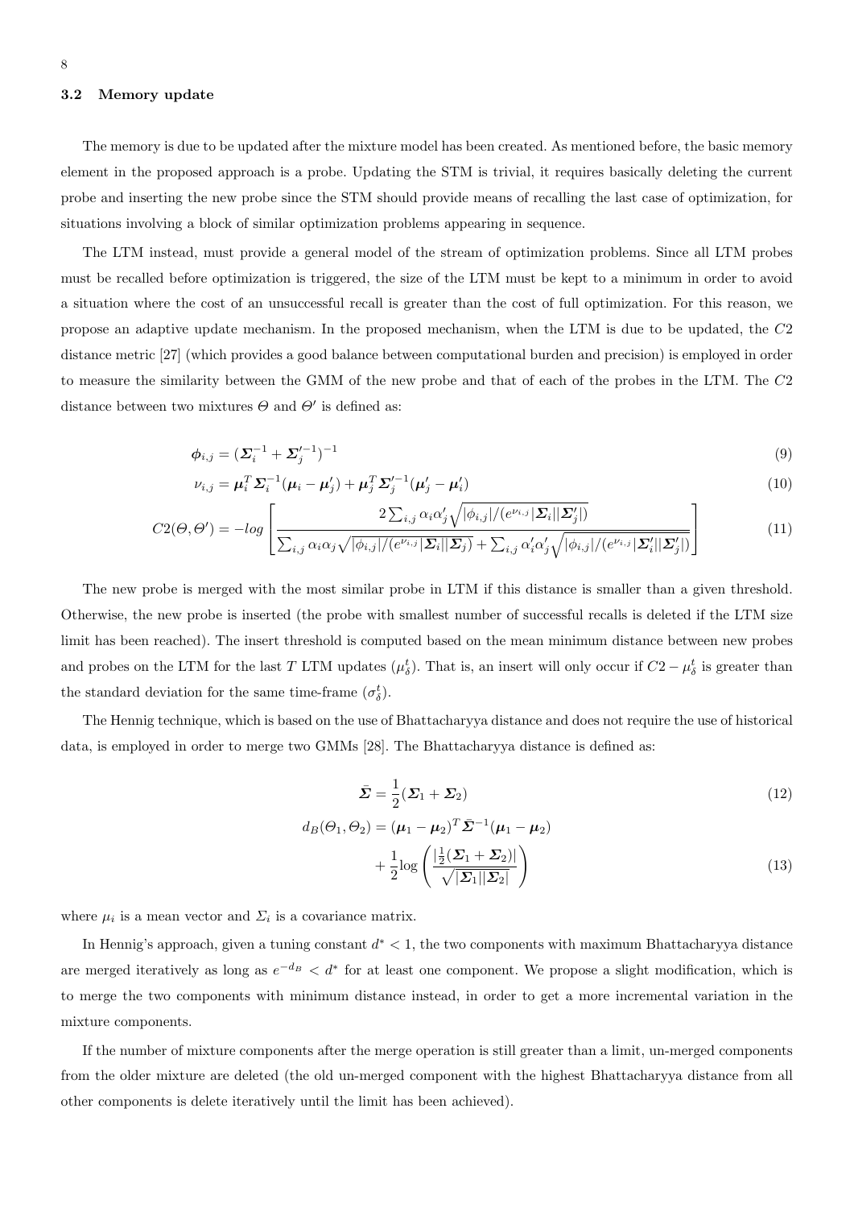### 3.2 Memory update

The memory is due to be updated after the mixture model has been created. As mentioned before, the basic memory element in the proposed approach is a probe. Updating the STM is trivial, it requires basically deleting the current probe and inserting the new probe since the STM should provide means of recalling the last case of optimization, for situations involving a block of similar optimization problems appearing in sequence.

The LTM instead, must provide a general model of the stream of optimization problems. Since all LTM probes must be recalled before optimization is triggered, the size of the LTM must be kept to a minimum in order to avoid a situation where the cost of an unsuccessful recall is greater than the cost of full optimization. For this reason, we propose an adaptive update mechanism. In the proposed mechanism, when the LTM is due to be updated, the $C2$ distance metric [27] (which provides a good balance between computational burden and precision) is employed in order to measure the similarity between the GMM of the new probe and that of each of the probes in the LTM. The $C2$ distance between two mixtures $\Theta$ and $\Theta'$ is defined as:

$$\boldsymbol{\phi}_{i,j} = (\boldsymbol{\Sigma}_i^{-1} + \boldsymbol{\Sigma}_j^{\prime -1})^{-1} \tag{9}$$

$$\nu_{i,j} = \boldsymbol{\mu}_i^T \boldsymbol{\Sigma}_i^{-1}(\boldsymbol{\mu}_i - \boldsymbol{\mu}_j') + \boldsymbol{\mu}_j^T \boldsymbol{\Sigma}_j^{\prime -1}(\boldsymbol{\mu}_j' - \boldsymbol{\mu}_i') \tag{10}$$

$$C2(\Theta, \Theta') = -log\left[\frac{2\sum_{i,j}\alpha_i\alpha_j'\sqrt{|\phi_{i,j}|/(e^{\nu_{i,j}}|\boldsymbol{\Sigma}_i||\boldsymbol{\Sigma}_j'|)}}{\sum_{i,j}\alpha_i\alpha_j\sqrt{|\phi_{i,j}|/(e^{\nu_{i,j}}|\boldsymbol{\Sigma}_i||\boldsymbol{\Sigma}_j|)} + \sum_{i,j}\alpha_i'\alpha_j'\sqrt{|\phi_{i,j}|/(e^{\nu_{i,j}}|\boldsymbol{\Sigma}_i'||\boldsymbol{\Sigma}_j'|)}}\right] \tag{11}$$

The new probe is merged with the most similar probe in LTM if this distance is smaller than a given threshold. Otherwise, the new probe is inserted (the probe with smallest number of successful recalls is deleted if the LTM size limit has been reached). The insert threshold is computed based on the mean minimum distance between new probes and probes on the LTM for the last $T$ LTM updates ($\mu_\delta^t$). That is, an insert will only occur if $C2 - \mu_\delta^t$ is greater than the standard deviation for the same time-frame ($\sigma_\delta^t$).

The Hennig technique, which is based on the use of Bhattacharyya distance and does not require the use of historical data, is employed in order to merge two GMMs [28]. The Bhattacharyya distance is defined as:

$$\bar{\boldsymbol{\Sigma}} = \frac{1}{2}(\boldsymbol{\Sigma}_1 + \boldsymbol{\Sigma}_2) \tag{12}$$

$$d_B(\Theta_1, \Theta_2) = (\boldsymbol{\mu}_1 - \boldsymbol{\mu}_2)^T \bar{\boldsymbol{\Sigma}}^{-1}(\boldsymbol{\mu}_1 - \boldsymbol{\mu}_2) + \frac{1}{2}\log\left(\frac{|\frac{1}{2}(\boldsymbol{\Sigma}_1 + \boldsymbol{\Sigma}_2)|}{\sqrt{|\boldsymbol{\Sigma}_1||\boldsymbol{\Sigma}_2|}}\right) \tag{13}$$

where $\mu_i$ is a mean vector and $\Sigma_i$ is a covariance matrix.

In Hennig's approach, given a tuning constant $d^* < 1$, the two components with maximum Bhattacharyya distance are merged iteratively as long as $e^{-d_B} < d^*$ for at least one component. We propose a slight modification, which is to merge the two components with minimum distance instead, in order to get a more incremental variation in the mixture components.

If the number of mixture components after the merge operation is still greater than a limit, un-merged components from the older mixture are deleted (the old un-merged component with the highest Bhattacharyya distance from all other components is delete iteratively until the limit has been achieved).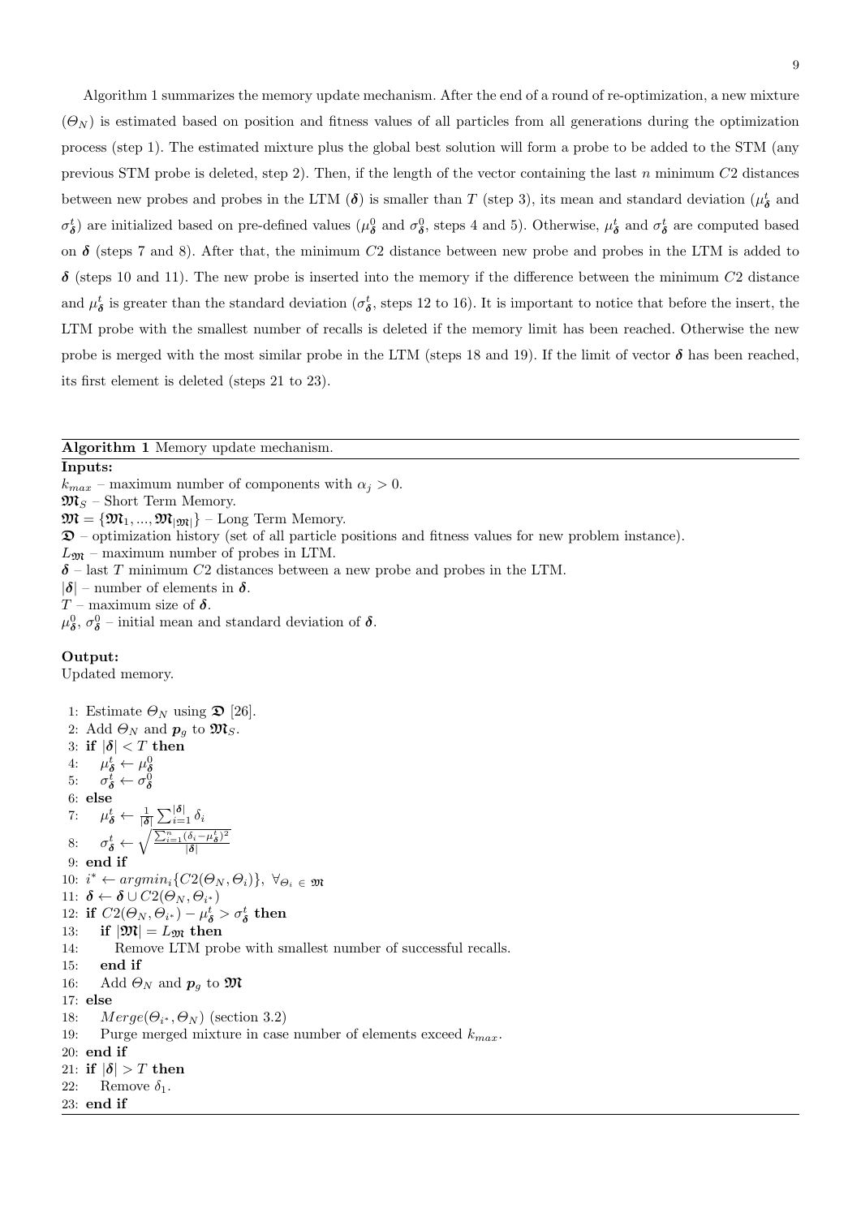Algorithm 1 summarizes the memory update mechanism. After the end of a round of re-optimization, a new mixture ($\Theta_N$) is estimated based on position and fitness values of all particles from all generations during the optimization process (step 1). The estimated mixture plus the global best solution will form a probe to be added to the STM (any previous STM probe is deleted, step 2). Then, if the length of the vector containing the last $n$ minimum $C2$ distances between new probes and probes in the LTM ($\boldsymbol{\delta}$) is smaller than $T$ (step 3), its mean and standard deviation ($\mu^t_{\boldsymbol{\delta}}$ and $\sigma^t_{\boldsymbol{\delta}}$) are initialized based on pre-defined values ($\mu^0_{\boldsymbol{\delta}}$ and $\sigma^0_{\boldsymbol{\delta}}$, steps 4 and 5). Otherwise, $\mu^t_{\boldsymbol{\delta}}$ and $\sigma^t_{\boldsymbol{\delta}}$ are computed based on $\boldsymbol{\delta}$ (steps 7 and 8). After that, the minimum $C2$ distance between new probe and probes in the LTM is added to $\boldsymbol{\delta}$ (steps 10 and 11). The new probe is inserted into the memory if the difference between the minimum $C2$ distance and $\mu^t_{\boldsymbol{\delta}}$ is greater than the standard deviation ($\sigma^t_{\boldsymbol{\delta}}$, steps 12 to 16). It is important to notice that before the insert, the LTM probe with the smallest number of recalls is deleted if the memory limit has been reached. Otherwise the new probe is merged with the most similar probe in the LTM (steps 18 and 19). If the limit of vector $\boldsymbol{\delta}$ has been reached, its first element is deleted (steps 21 to 23).

---

**Algorithm 1** Memory update mechanism.

---

**Inputs:**

$k_{max}$ – maximum number of components with $\alpha_j > 0$.
$\mathfrak{M}_S$ – Short Term Memory.
$\mathfrak{M} = \{\mathfrak{M}_1, ..., \mathfrak{M}_{|\mathfrak{M}|}\}$ – Long Term Memory.
$\mathfrak{D}$ – optimization history (set of all particle positions and fitness values for new problem instance).
$L_{\mathfrak{M}}$ – maximum number of probes in LTM.
$\boldsymbol{\delta}$ – last $T$ minimum $C2$ distances between a new probe and probes in the LTM.
$|\boldsymbol{\delta}|$ – number of elements in $\boldsymbol{\delta}$.
$T$ – maximum size of $\boldsymbol{\delta}$.
$\mu^0_{\boldsymbol{\delta}}$, $\sigma^0_{\boldsymbol{\delta}}$ – initial mean and standard deviation of $\boldsymbol{\delta}$.

**Output:**

Updated memory.

1: Estimate $\Theta_N$ using $\mathfrak{D}$ [26].
2: Add $\Theta_N$ and $\boldsymbol{p}_g$ to $\mathfrak{M}_S$.
3: **if** $|\boldsymbol{\delta}| < T$ **then**
4: $\quad \mu^t_{\boldsymbol{\delta}} \leftarrow \mu^0_{\boldsymbol{\delta}}$
5: $\quad \sigma^t_{\boldsymbol{\delta}} \leftarrow \sigma^0_{\boldsymbol{\delta}}$
6: **else**
7: $\quad \mu^t_{\boldsymbol{\delta}} \leftarrow \frac{1}{|\boldsymbol{\delta}|}\sum_{i=1}^{|\boldsymbol{\delta}|} \delta_i$
8: $\quad \sigma^t_{\boldsymbol{\delta}} \leftarrow \sqrt{\frac{\sum_{i=1}^{n}(\delta_i - \mu^t_{\boldsymbol{\delta}})^2}{|\boldsymbol{\delta}|}}$
9: **end if**
10: $i^* \leftarrow argmin_i\{C2(\Theta_N, \Theta_i)\}, \ \forall_{\Theta_i} \in \mathfrak{M}$
11: $\boldsymbol{\delta} \leftarrow \boldsymbol{\delta} \cup C2(\Theta_N, \Theta_{i^*})$
12: **if** $C2(\Theta_N, \Theta_{i^*}) - \mu^t_{\boldsymbol{\delta}} > \sigma^t_{\boldsymbol{\delta}}$ **then**
13: $\quad$ **if** $|\mathfrak{M}| = L_{\mathfrak{M}}$ **then**
14: $\quad\quad$ Remove LTM probe with smallest number of successful recalls.
15: $\quad$ **end if**
16: $\quad$ Add $\Theta_N$ and $\boldsymbol{p}_g$ to $\mathfrak{M}$
17: **else**
18: $\quad Merge(\Theta_{i^*}, \Theta_N)$ (section 3.2)
19: $\quad$ Purge merged mixture in case number of elements exceed $k_{max}$.
20: **end if**
21: **if** $|\boldsymbol{\delta}| > T$ **then**
22: $\quad$ Remove $\delta_1$.
23: **end if**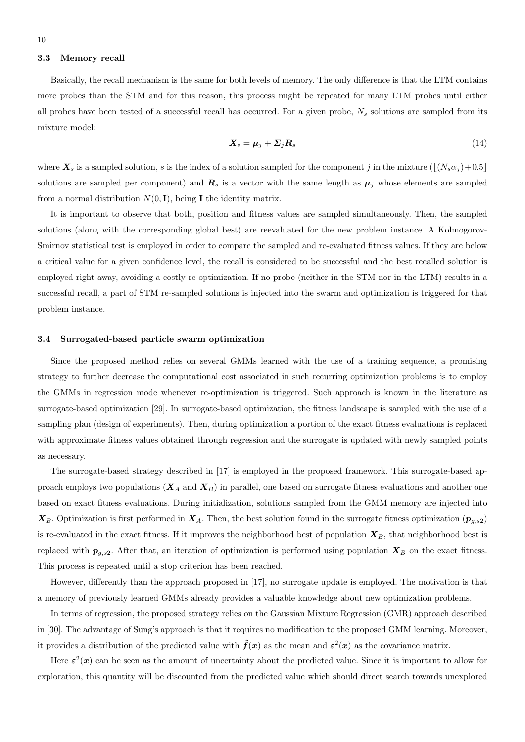### 3.3 Memory recall

Basically, the recall mechanism is the same for both levels of memory. The only difference is that the LTM contains more probes than the STM and for this reason, this process might be repeated for many LTM probes until either all probes have been tested of a successful recall has occurred. For a given probe, $N_s$ solutions are sampled from its mixture model:

$$\boldsymbol{X}_s = \boldsymbol{\mu}_j + \boldsymbol{\Sigma}_j \boldsymbol{R}_s \tag{14}$$

where $\boldsymbol{X}_s$ is a sampled solution, $s$ is the index of a solution sampled for the component $j$ in the mixture ($\lfloor (N_s \alpha_j) + 0.5 \rfloor$ solutions are sampled per component) and $\boldsymbol{R}_s$ is a vector with the same length as $\boldsymbol{\mu}_j$ whose elements are sampled from a normal distribution $N(0, \mathbf{I})$, being $\mathbf{I}$ the identity matrix.

It is important to observe that both, position and fitness values are sampled simultaneously. Then, the sampled solutions (along with the corresponding global best) are reevaluated for the new problem instance. A Kolmogorov-Smirnov statistical test is employed in order to compare the sampled and re-evaluated fitness values. If they are below a critical value for a given confidence level, the recall is considered to be successful and the best recalled solution is employed right away, avoiding a costly re-optimization. If no probe (neither in the STM nor in the LTM) results in a successful recall, a part of STM re-sampled solutions is injected into the swarm and optimization is triggered for that problem instance.

### 3.4 Surrogated-based particle swarm optimization

Since the proposed method relies on several GMMs learned with the use of a training sequence, a promising strategy to further decrease the computational cost associated in such recurring optimization problems is to employ the GMMs in regression mode whenever re-optimization is triggered. Such approach is known in the literature as surrogate-based optimization [29]. In surrogate-based optimization, the fitness landscape is sampled with the use of a sampling plan (design of experiments). Then, during optimization a portion of the exact fitness evaluations is replaced with approximate fitness values obtained through regression and the surrogate is updated with newly sampled points as necessary.

The surrogate-based strategy described in [17] is employed in the proposed framework. This surrogate-based approach employs two populations ($\boldsymbol{X}_A$ and $\boldsymbol{X}_B$) in parallel, one based on surrogate fitness evaluations and another one based on exact fitness evaluations. During initialization, solutions sampled from the GMM memory are injected into $\boldsymbol{X}_B$. Optimization is first performed in $\boldsymbol{X}_A$. Then, the best solution found in the surrogate fitness optimization ($\boldsymbol{p}_{g,s2}$) is re-evaluated in the exact fitness. If it improves the neighborhood best of population $\boldsymbol{X}_B$, that neighborhood best is replaced with $\boldsymbol{p}_{g,s2}$. After that, an iteration of optimization is performed using population $\boldsymbol{X}_B$ on the exact fitness. This process is repeated until a stop criterion has been reached.

However, differently than the approach proposed in [17], no surrogate update is employed. The motivation is that a memory of previously learned GMMs already provides a valuable knowledge about new optimization problems.

In terms of regression, the proposed strategy relies on the Gaussian Mixture Regression (GMR) approach described in [30]. The advantage of Sung's approach is that it requires no modification to the proposed GMM learning. Moreover, it provides a distribution of the predicted value with $\hat{\boldsymbol{f}}(\boldsymbol{x})$ as the mean and $\boldsymbol{\varepsilon}^2(\boldsymbol{x})$ as the covariance matrix.

Here $\boldsymbol{\varepsilon}^2(\boldsymbol{x})$ can be seen as the amount of uncertainty about the predicted value. Since it is important to allow for exploration, this quantity will be discounted from the predicted value which should direct search towards unexplored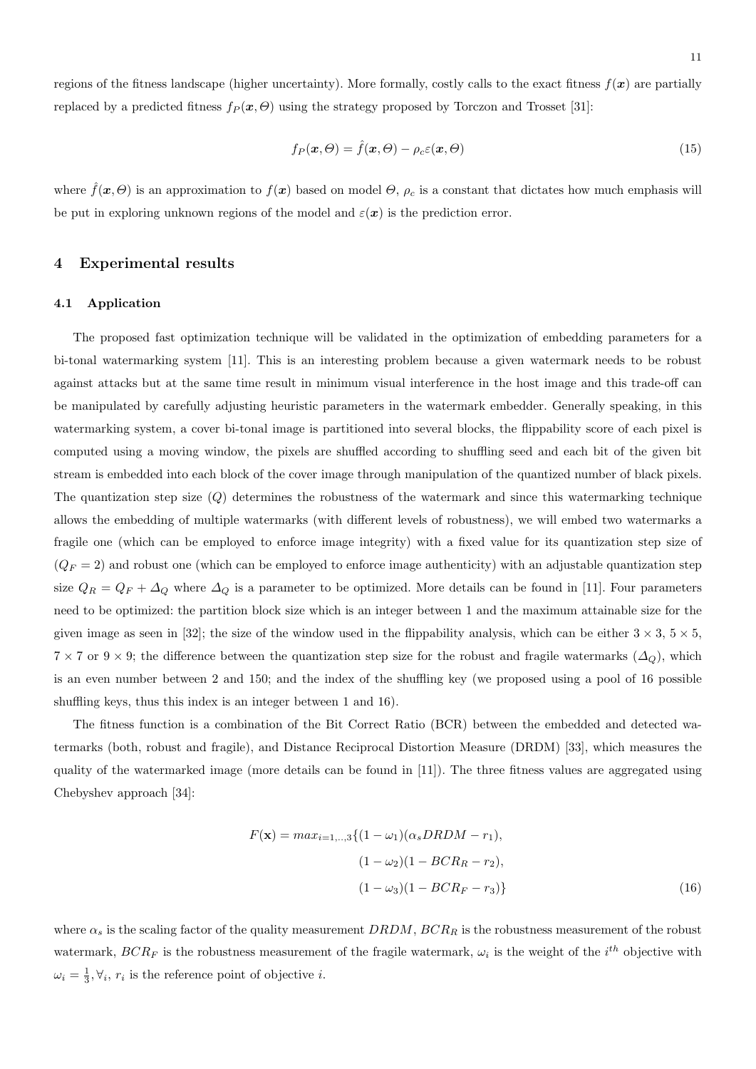regions of the fitness landscape (higher uncertainty). More formally, costly calls to the exact fitness $f(\boldsymbol{x})$ are partially replaced by a predicted fitness $f_P(\boldsymbol{x}, \Theta)$ using the strategy proposed by Torczon and Trosset [31]:

$$f_P(\boldsymbol{x}, \Theta) = \hat{f}(\boldsymbol{x}, \Theta) - \rho_c \varepsilon(\boldsymbol{x}, \Theta) \tag{15}$$

where $\hat{f}(\boldsymbol{x}, \Theta)$ is an approximation to $f(\boldsymbol{x})$ based on model $\Theta$, $\rho_c$ is a constant that dictates how much emphasis will be put in exploring unknown regions of the model and $\varepsilon(\boldsymbol{x})$ is the prediction error.

## 4 Experimental results

### 4.1 Application

The proposed fast optimization technique will be validated in the optimization of embedding parameters for a bi-tonal watermarking system [11]. This is an interesting problem because a given watermark needs to be robust against attacks but at the same time result in minimum visual interference in the host image and this trade-off can be manipulated by carefully adjusting heuristic parameters in the watermark embedder. Generally speaking, in this watermarking system, a cover bi-tonal image is partitioned into several blocks, the flippability score of each pixel is computed using a moving window, the pixels are shuffled according to shuffling seed and each bit of the given bit stream is embedded into each block of the cover image through manipulation of the quantized number of black pixels. The quantization step size ($Q$) determines the robustness of the watermark and since this watermarking technique allows the embedding of multiple watermarks (with different levels of robustness), we will embed two watermarks a fragile one (which can be employed to enforce image integrity) with a fixed value for its quantization step size of ($Q_F = 2$) and robust one (which can be employed to enforce image authenticity) with an adjustable quantization step size $Q_R = Q_F + \Delta_Q$ where $\Delta_Q$ is a parameter to be optimized. More details can be found in [11]. Four parameters need to be optimized: the partition block size which is an integer between 1 and the maximum attainable size for the given image as seen in [32]; the size of the window used in the flippability analysis, which can be either $3 \times 3$, $5 \times 5$, $7 \times 7$ or $9 \times 9$; the difference between the quantization step size for the robust and fragile watermarks ($\Delta_Q$), which is an even number between 2 and 150; and the index of the shuffling key (we proposed using a pool of 16 possible shuffling keys, thus this index is an integer between 1 and 16).

The fitness function is a combination of the Bit Correct Ratio (BCR) between the embedded and detected watermarks (both, robust and fragile), and Distance Reciprocal Distortion Measure (DRDM) [33], which measures the quality of the watermarked image (more details can be found in [11]). The three fitness values are aggregated using Chebyshev approach [34]:

$$\begin{aligned} F(\mathbf{x}) = max_{i=1,..,3}\{&(1-\omega_1)(\alpha_s DRDM - r_1), \\ &(1-\omega_2)(1 - BCR_R - r_2), \\ &(1-\omega_3)(1 - BCR_F - r_3)\} \end{aligned} \tag{16}$$

where $\alpha_s$ is the scaling factor of the quality measurement $DRDM$, $BCR_R$ is the robustness measurement of the robust watermark, $BCR_F$ is the robustness measurement of the fragile watermark, $\omega_i$ is the weight of the $i^{th}$ objective with $\omega_i = \frac{1}{3}, \forall_i$, $r_i$ is the reference point of objective $i$.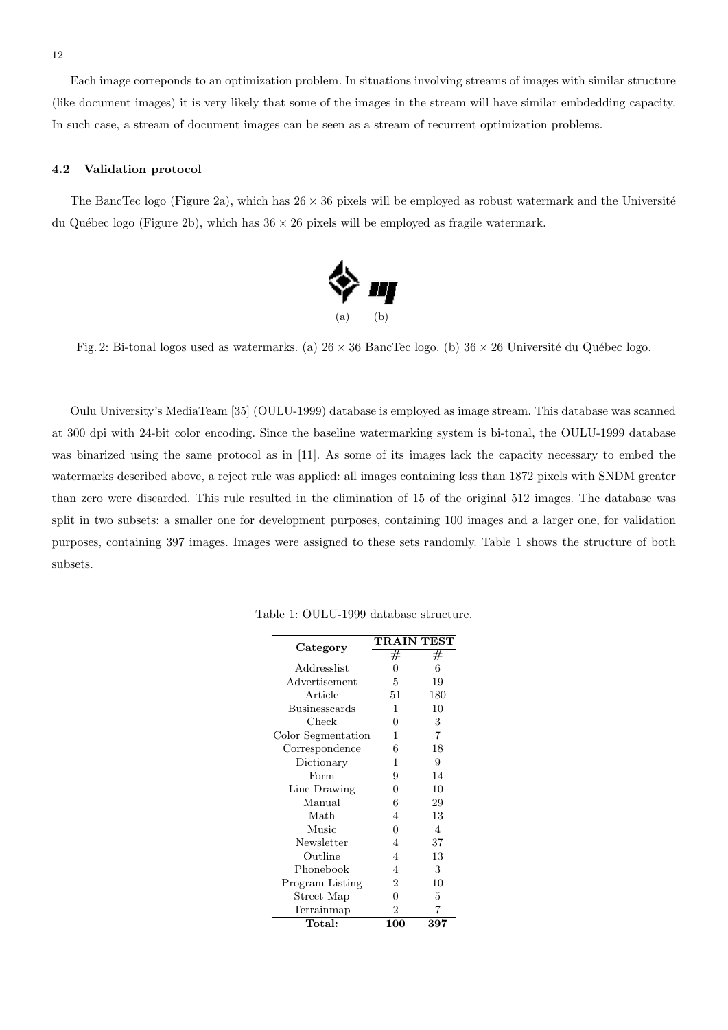Each image correponds to an optimization problem. In situations involving streams of images with similar structure (like document images) it is very likely that some of the images in the stream will have similar embdedding capacity. In such case, a stream of document images can be seen as a stream of recurrent optimization problems.

### 4.2 Validation protocol

The BancTec logo (Figure 2a), which has $26 \times 36$ pixels will be employed as robust watermark and the Université du Québec logo (Figure 2b), which has $36 \times 26$ pixels will be employed as fragile watermark.

(a) (b)

Fig. 2: Bi-tonal logos used as watermarks. (a) $26 \times 36$ BancTec logo. (b) $36 \times 26$ Université du Québec logo.

Oulu University's MediaTeam [35] (OULU-1999) database is employed as image stream. This database was scanned at 300 dpi with 24-bit color encoding. Since the baseline watermarking system is bi-tonal, the OULU-1999 database was binarized using the same protocol as in [11]. As some of its images lack the capacity necessary to embed the watermarks described above, a reject rule was applied: all images containing less than 1872 pixels with SNDM greater than zero were discarded. This rule resulted in the elimination of 15 of the original 512 images. The database was split in two subsets: a smaller one for development purposes, containing 100 images and a larger one, for validation purposes, containing 397 images. Images were assigned to these sets randomly. Table 1 shows the structure of both subsets.

Table 1: OULU-1999 database structure.

| **Category** | **TRAIN** | **TEST** |
|---|---|---|
| | # | # |
| Addresslist | 0 | 6 |
| Advertisement | 5 | 19 |
| Article | 51 | 180 |
| Businesscards | 1 | 10 |
| Check | 0 | 3 |
| Color Segmentation | 1 | 7 |
| Correspondence | 6 | 18 |
| Dictionary | 1 | 9 |
| Form | 9 | 14 |
| Line Drawing | 0 | 10 |
| Manual | 6 | 29 |
| Math | 4 | 13 |
| Music | 0 | 4 |
| Newsletter | 4 | 37 |
| Outline | 4 | 13 |
| Phonebook | 4 | 3 |
| Program Listing | 2 | 10 |
| Street Map | 0 | 5 |
| Terrainmap | 2 | 7 |
| **Total:** | **100** | **397** |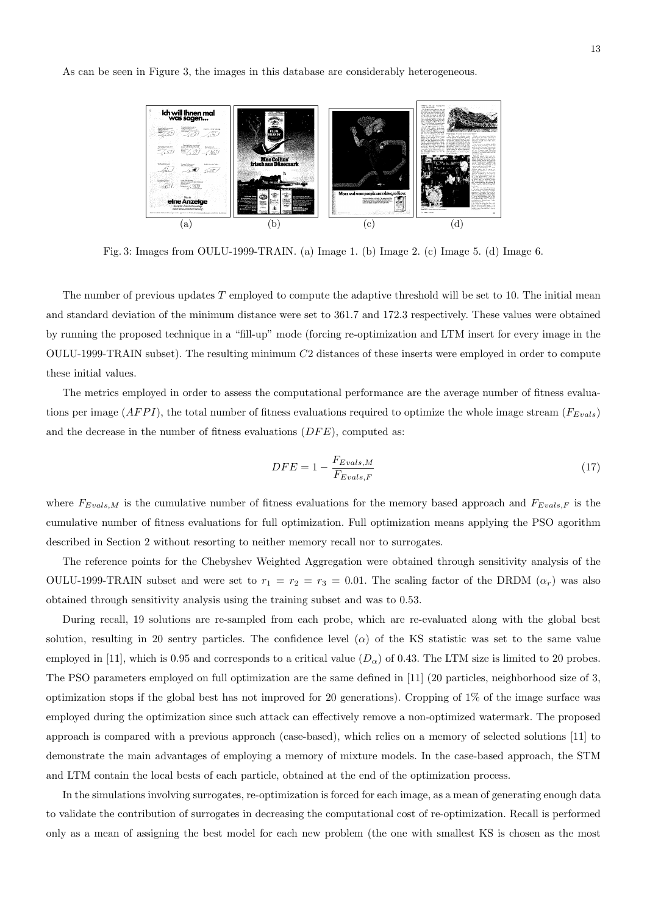As can be seen in Figure 3, the images in this database are considerably heterogeneous.

Fig. 3: Images from OULU-1999-TRAIN. (a) Image 1. (b) Image 2. (c) Image 5. (d) Image 6.

The number of previous updates $T$ employed to compute the adaptive threshold will be set to 10. The initial mean and standard deviation of the minimum distance were set to 361.7 and 172.3 respectively. These values were obtained by running the proposed technique in a "fill-up" mode (forcing re-optimization and LTM insert for every image in the OULU-1999-TRAIN subset). The resulting minimum $C2$ distances of these inserts were employed in order to compute these initial values.

The metrics employed in order to assess the computational performance are the average number of fitness evaluations per image ($AFPI$), the total number of fitness evaluations required to optimize the whole image stream ($F_{Evals}$) and the decrease in the number of fitness evaluations ($DFE$), computed as:

$$DFE = 1 - \frac{F_{Evals,M}}{F_{Evals,F}} \tag{17}$$

where $F_{Evals,M}$ is the cumulative number of fitness evaluations for the memory based approach and $F_{Evals,F}$ is the cumulative number of fitness evaluations for full optimization. Full optimization means applying the PSO agorithm described in Section 2 without resorting to neither memory recall nor to surrogates.

The reference points for the Chebyshev Weighted Aggregation were obtained through sensitivity analysis of the OULU-1999-TRAIN subset and were set to $r_1 = r_2 = r_3 = 0.01$. The scaling factor of the DRDM ($\alpha_r$) was also obtained through sensitivity analysis using the training subset and was to 0.53.

During recall, 19 solutions are re-sampled from each probe, which are re-evaluated along with the global best solution, resulting in 20 sentry particles. The confidence level ($\alpha$) of the KS statistic was set to the same value employed in [11], which is 0.95 and corresponds to a critical value ($D_\alpha$) of 0.43. The LTM size is limited to 20 probes. The PSO parameters employed on full optimization are the same defined in [11] (20 particles, neighborhood size of 3, optimization stops if the global best has not improved for 20 generations). Cropping of 1% of the image surface was employed during the optimization since such attack can effectively remove a non-optimized watermark. The proposed approach is compared with a previous approach (case-based), which relies on a memory of selected solutions [11] to demonstrate the main advantages of employing a memory of mixture models. In the case-based approach, the STM and LTM contain the local bests of each particle, obtained at the end of the optimization process.

In the simulations involving surrogates, re-optimization is forced for each image, as a mean of generating enough data to validate the contribution of surrogates in decreasing the computational cost of re-optimization. Recall is performed only as a mean of assigning the best model for each new problem (the one with smallest KS is chosen as the most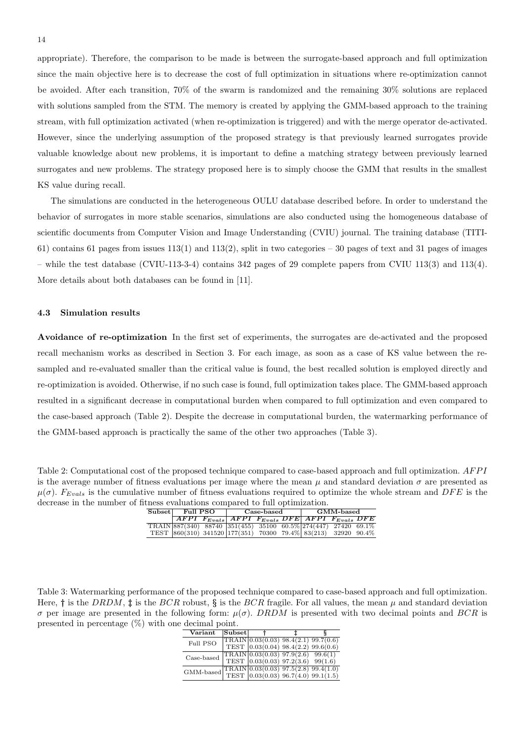appropriate). Therefore, the comparison to be made is between the surrogate-based approach and full optimization since the main objective here is to decrease the cost of full optimization in situations where re-optimization cannot be avoided. After each transition, 70% of the swarm is randomized and the remaining 30% solutions are replaced with solutions sampled from the STM. The memory is created by applying the GMM-based approach to the training stream, with full optimization activated (when re-optimization is triggered) and with the merge operator de-activated. However, since the underlying assumption of the proposed strategy is that previously learned surrogates provide valuable knowledge about new problems, it is important to define a matching strategy between previously learned surrogates and new problems. The strategy proposed here is to simply choose the GMM that results in the smallest KS value during recall.

The simulations are conducted in the heterogeneous OULU database described before. In order to understand the behavior of surrogates in more stable scenarios, simulations are also conducted using the homogeneous database of scientific documents from Computer Vision and Image Understanding (CVIU) journal. The training database (TITI-61) contains 61 pages from issues 113(1) and 113(2), split in two categories – 30 pages of text and 31 pages of images – while the test database (CVIU-113-3-4) contains 342 pages of 29 complete papers from CVIU 113(3) and 113(4). More details about both databases can be found in [11].

### 4.3 Simulation results

**Avoidance of re-optimization** In the first set of experiments, the surrogates are de-activated and the proposed recall mechanism works as described in Section 3. For each image, as soon as a case of KS value between the re-sampled and re-evaluated smaller than the critical value is found, the best recalled solution is employed directly and re-optimization is avoided. Otherwise, if no such case is found, full optimization takes place. The GMM-based approach resulted in a significant decrease in computational burden when compared to full optimization and even compared to the case-based approach (Table 2). Despite the decrease in computational burden, the watermarking performance of the GMM-based approach is practically the same of the other two approaches (Table 3).

Table 2: Computational cost of the proposed technique compared to case-based approach and full optimization. $AFPI$ is the average number of fitness evaluations per image where the mean $\mu$ and standard deviation $\sigma$ are presented as $\mu(\sigma)$. $F_{Evals}$ is the cumulative number of fitness evaluations required to optimize the whole stream and $DFE$ is the decrease in the number of fitness evaluations compared to full optimization.

| Subset | Full PSO | | Case-based | | | GMM-based | | |
|---|---|---|---|---|---|---|---|---|
| | $AFPI$ | $F_{Evals}$ | $AFPI$ | $F_{Evals}$ | $DFE$ | $AFPI$ | $F_{Evals}$ | $DFE$ |
| TRAIN | 887(340) | 88740 | 351(455) | 35100 | 60.5% | 274(447) | 27420 | 69.1% |
| TEST | 860(310) | 341520 | 177(351) | 70300 | 79.4% | 83(213) | 32920 | 90.4% |

Table 3: Watermarking performance of the proposed technique compared to case-based approach and full optimization. Here, † is the $DRDM$, ‡ is the $BCR$ robust, § is the $BCR$ fragile. For all values, the mean $\mu$ and standard deviation $\sigma$ per image are presented in the following form: $\mu(\sigma)$. $DRDM$ is presented with two decimal points and $BCR$ is presented in percentage (%) with one decimal point.

| Variant | Subset | † | ‡ | § |
|---|---|---|---|---|
| Full PSO | TRAIN | 0.03(0.03) | 98.4(2.1) | 99.7(0.6) |
| | TEST | 0.03(0.04) | 98.4(2.2) | 99.6(0.6) |
| Case-based | TRAIN | 0.03(0.03) | 97.9(2.6) | 99.6(1) |
| | TEST | 0.03(0.03) | 97.2(3.6) | 99(1.6) |
| GMM-based | TRAIN | 0.03(0.03) | 97.5(2.8) | 99.4(1.0) |
| | TEST | 0.03(0.03) | 96.7(4.0) | 99.1(1.5) |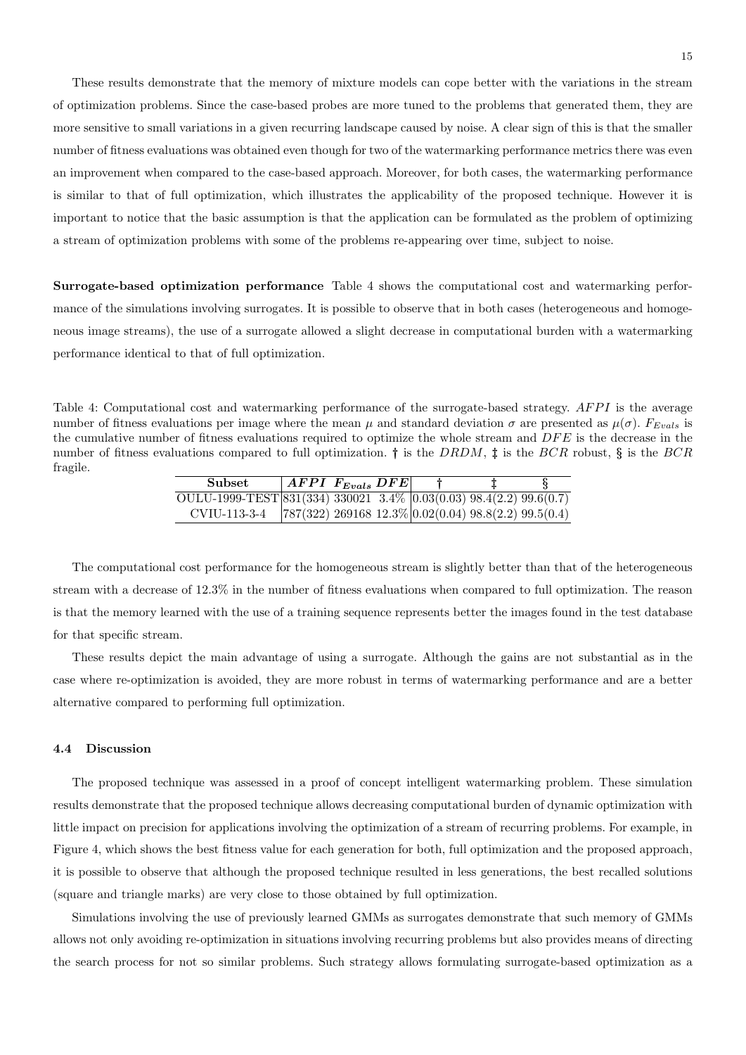These results demonstrate that the memory of mixture models can cope better with the variations in the stream of optimization problems. Since the case-based probes are more tuned to the problems that generated them, they are more sensitive to small variations in a given recurring landscape caused by noise. A clear sign of this is that the smaller number of fitness evaluations was obtained even though for two of the watermarking performance metrics there was even an improvement when compared to the case-based approach. Moreover, for both cases, the watermarking performance is similar to that of full optimization, which illustrates the applicability of the proposed technique. However it is important to notice that the basic assumption is that the application can be formulated as the problem of optimizing a stream of optimization problems with some of the problems re-appearing over time, subject to noise.

**Surrogate-based optimization performance** Table 4 shows the computational cost and watermarking performance of the simulations involving surrogates. It is possible to observe that in both cases (heterogeneous and homogeneous image streams), the use of a surrogate allowed a slight decrease in computational burden with a watermarking performance identical to that of full optimization.

Table 4: Computational cost and watermarking performance of the surrogate-based strategy. $AFPI$ is the average number of fitness evaluations per image where the mean $\mu$ and standard deviation $\sigma$ are presented as $\mu(\sigma)$. $F_{Evals}$ is the cumulative number of fitness evaluations required to optimize the whole stream and $DFE$ is the decrease in the number of fitness evaluations compared to full optimization. † is the $DRDM$, ‡ is the $BCR$ robust, § is the $BCR$ fragile.

| Subset | $AFPI$ | $F_{Evals}$ | $DFE$ | † | ‡ | § |
|---|---|---|---|---|---|---|
| OULU-1999-TEST | 831(334) | 330021 | 3.4% | 0.03(0.03) | 98.4(2.2) | 99.6(0.7) |
| CVIU-113-3-4 | 787(322) | 269168 | 12.3% | 0.02(0.04) | 98.8(2.2) | 99.5(0.4) |

The computational cost performance for the homogeneous stream is slightly better than that of the heterogeneous stream with a decrease of 12.3% in the number of fitness evaluations when compared to full optimization. The reason is that the memory learned with the use of a training sequence represents better the images found in the test database for that specific stream.

These results depict the main advantage of using a surrogate. Although the gains are not substantial as in the case where re-optimization is avoided, they are more robust in terms of watermarking performance and are a better alternative compared to performing full optimization.

### 4.4 Discussion

The proposed technique was assessed in a proof of concept intelligent watermarking problem. These simulation results demonstrate that the proposed technique allows decreasing computational burden of dynamic optimization with little impact on precision for applications involving the optimization of a stream of recurring problems. For example, in Figure 4, which shows the best fitness value for each generation for both, full optimization and the proposed approach, it is possible to observe that although the proposed technique resulted in less generations, the best recalled solutions (square and triangle marks) are very close to those obtained by full optimization.

Simulations involving the use of previously learned GMMs as surrogates demonstrate that such memory of GMMs allows not only avoiding re-optimization in situations involving recurring problems but also provides means of directing the search process for not so similar problems. Such strategy allows formulating surrogate-based optimization as a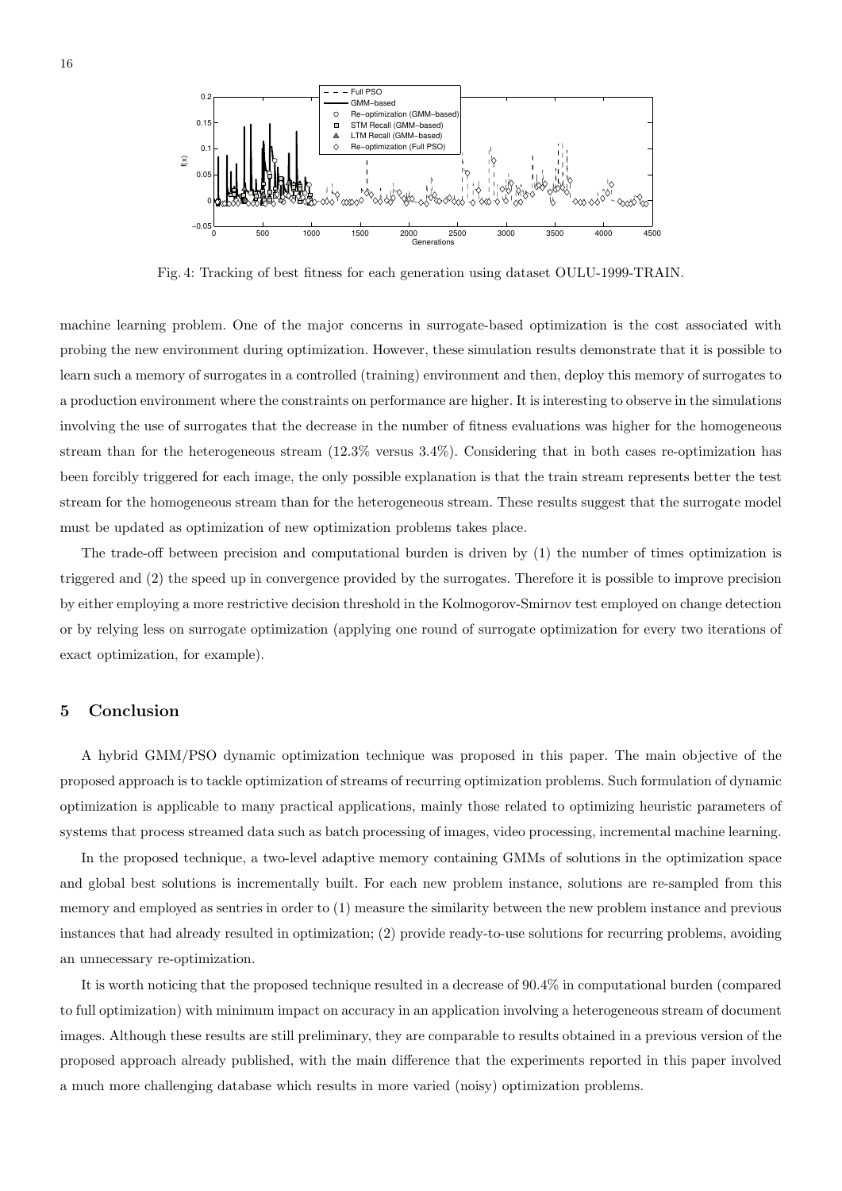Full PSO
GMM–based
Re–optimization (GMM–based)
STM Recall (GMM–based)
LTM Recall (GMM–based)
Re–optimization (Full PSO)

f(x)

0.2
0.15
0.1
0.05
0
−0.05

0 500 1000 1500 2000 2500 3000 3500 4000 4500

Generations

Fig. 4: Tracking of best fitness for each generation using dataset OULU-1999-TRAIN.

machine learning problem. One of the major concerns in surrogate-based optimization is the cost associated with probing the new environment during optimization. However, these simulation results demonstrate that it is possible to learn such a memory of surrogates in a controlled (training) environment and then, deploy this memory of surrogates to a production environment where the constraints on performance are higher. It is interesting to observe in the simulations involving the use of surrogates that the decrease in the number of fitness evaluations was higher for the homogeneous stream than for the heterogeneous stream (12.3% versus 3.4%). Considering that in both cases re-optimization has been forcibly triggered for each image, the only possible explanation is that the train stream represents better the test stream for the homogeneous stream than for the heterogeneous stream. These results suggest that the surrogate model must be updated as optimization of new optimization problems takes place.

The trade-off between precision and computational burden is driven by (1) the number of times optimization is triggered and (2) the speed up in convergence provided by the surrogates. Therefore it is possible to improve precision by either employing a more restrictive decision threshold in the Kolmogorov-Smirnov test employed on change detection or by relying less on surrogate optimization (applying one round of surrogate optimization for every two iterations of exact optimization, for example).

## 5 Conclusion

A hybrid GMM/PSO dynamic optimization technique was proposed in this paper. The main objective of the proposed approach is to tackle optimization of streams of recurring optimization problems. Such formulation of dynamic optimization is applicable to many practical applications, mainly those related to optimizing heuristic parameters of systems that process streamed data such as batch processing of images, video processing, incremental machine learning.

In the proposed technique, a two-level adaptive memory containing GMMs of solutions in the optimization space and global best solutions is incrementally built. For each new problem instance, solutions are re-sampled from this memory and employed as sentries in order to (1) measure the similarity between the new problem instance and previous instances that had already resulted in optimization; (2) provide ready-to-use solutions for recurring problems, avoiding an unnecessary re-optimization.

It is worth noticing that the proposed technique resulted in a decrease of 90.4% in computational burden (compared to full optimization) with minimum impact on accuracy in an application involving a heterogeneous stream of document images. Although these results are still preliminary, they are comparable to results obtained in a previous version of the proposed approach already published, with the main difference that the experiments reported in this paper involved a much more challenging database which results in more varied (noisy) optimization problems.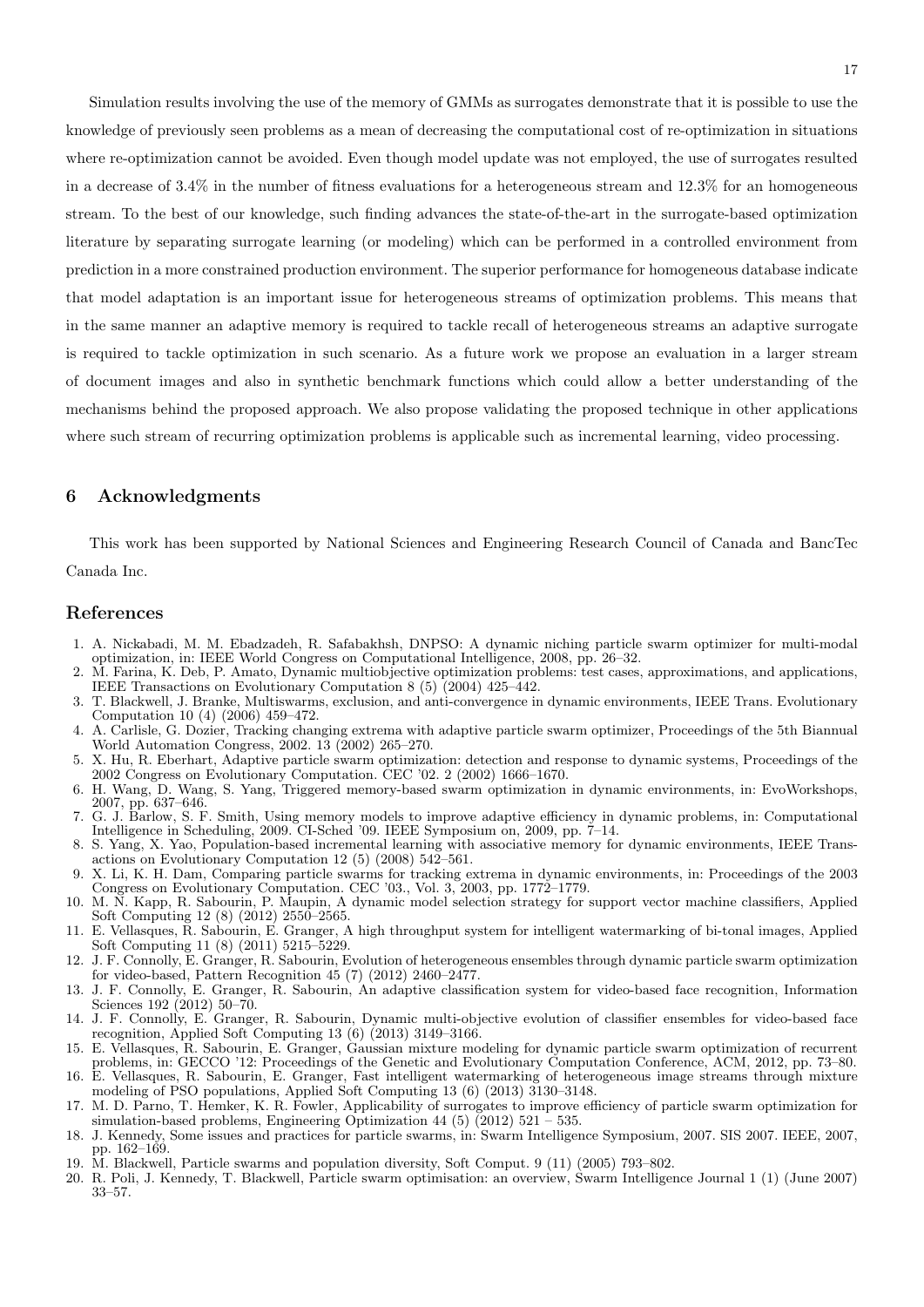Simulation results involving the use of the memory of GMMs as surrogates demonstrate that it is possible to use the knowledge of previously seen problems as a mean of decreasing the computational cost of re-optimization in situations where re-optimization cannot be avoided. Even though model update was not employed, the use of surrogates resulted in a decrease of 3.4% in the number of fitness evaluations for a heterogeneous stream and 12.3% for an homogeneous stream. To the best of our knowledge, such finding advances the state-of-the-art in the surrogate-based optimization literature by separating surrogate learning (or modeling) which can be performed in a controlled environment from prediction in a more constrained production environment. The superior performance for homogeneous database indicate that model adaptation is an important issue for heterogeneous streams of optimization problems. This means that in the same manner an adaptive memory is required to tackle recall of heterogeneous streams an adaptive surrogate is required to tackle optimization in such scenario. As a future work we propose an evaluation in a larger stream of document images and also in synthetic benchmark functions which could allow a better understanding of the mechanisms behind the proposed approach. We also propose validating the proposed technique in other applications where such stream of recurring optimization problems is applicable such as incremental learning, video processing.

## 6 Acknowledgments

This work has been supported by National Sciences and Engineering Research Council of Canada and BancTec Canada Inc.

## References

1. A. Nickabadi, M. M. Ebadzadeh, R. Safabakhsh, DNPSO: A dynamic niching particle swarm optimizer for multi-modal optimization, in: IEEE World Congress on Computational Intelligence, 2008, pp. 26–32.
2. M. Farina, K. Deb, P. Amato, Dynamic multiobjective optimization problems: test cases, approximations, and applications, IEEE Transactions on Evolutionary Computation 8 (5) (2004) 425–442.
3. T. Blackwell, J. Branke, Multiswarms, exclusion, and anti-convergence in dynamic environments, IEEE Trans. Evolutionary Computation 10 (4) (2006) 459–472.
4. A. Carlisle, G. Dozier, Tracking changing extrema with adaptive particle swarm optimizer, Proceedings of the 5th Biannual World Automation Congress, 2002. 13 (2002) 265–270.
5. X. Hu, R. Eberhart, Adaptive particle swarm optimization: detection and response to dynamic systems, Proceedings of the 2002 Congress on Evolutionary Computation. CEC '02. 2 (2002) 1666–1670.
6. H. Wang, D. Wang, S. Yang, Triggered memory-based swarm optimization in dynamic environments, in: EvoWorkshops, 2007, pp. 637–646.
7. G. J. Barlow, S. F. Smith, Using memory models to improve adaptive efficiency in dynamic problems, in: Computational Intelligence in Scheduling, 2009. CI-Sched '09. IEEE Symposium on, 2009, pp. 7–14.
8. S. Yang, X. Yao, Population-based incremental learning with associative memory for dynamic environments, IEEE Transactions on Evolutionary Computation 12 (5) (2008) 542–561.
9. X. Li, K. H. Dam, Comparing particle swarms for tracking extrema in dynamic environments, in: Proceedings of the 2003 Congress on Evolutionary Computation. CEC '03., Vol. 3, 2003, pp. 1772–1779.
10. M. N. Kapp, R. Sabourin, P. Maupin, A dynamic model selection strategy for support vector machine classifiers, Applied Soft Computing 12 (8) (2012) 2550–2565.
11. E. Vellasques, R. Sabourin, E. Granger, A high throughput system for intelligent watermarking of bi-tonal images, Applied Soft Computing 11 (8) (2011) 5215–5229.
12. J. F. Connolly, E. Granger, R. Sabourin, Evolution of heterogeneous ensembles through dynamic particle swarm optimization for video-based, Pattern Recognition 45 (7) (2012) 2460–2477.
13. J. F. Connolly, E. Granger, R. Sabourin, An adaptive classification system for video-based face recognition, Information Sciences 192 (2012) 50–70.
14. J. F. Connolly, E. Granger, R. Sabourin, Dynamic multi-objective evolution of classifier ensembles for video-based face recognition, Applied Soft Computing 13 (6) (2013) 3149–3166.
15. E. Vellasques, R. Sabourin, E. Granger, Gaussian mixture modeling for dynamic particle swarm optimization of recurrent problems, in: GECCO '12: Proceedings of the Genetic and Evolutionary Computation Conference, ACM, 2012, pp. 73–80.
16. E. Vellasques, R. Sabourin, E. Granger, Fast intelligent watermarking of heterogeneous image streams through mixture modeling of PSO populations, Applied Soft Computing 13 (6) (2013) 3130–3148.
17. M. D. Parno, T. Hemker, K. R. Fowler, Applicability of surrogates to improve efficiency of particle swarm optimization for simulation-based problems, Engineering Optimization 44 (5) (2012) 521 – 535.
18. J. Kennedy, Some issues and practices for particle swarms, in: Swarm Intelligence Symposium, 2007. SIS 2007. IEEE, 2007, pp. 162–169.
19. M. Blackwell, Particle swarms and population diversity, Soft Comput. 9 (11) (2005) 793–802.
20. R. Poli, J. Kennedy, T. Blackwell, Particle swarm optimisation: an overview, Swarm Intelligence Journal 1 (1) (June 2007) 33–57.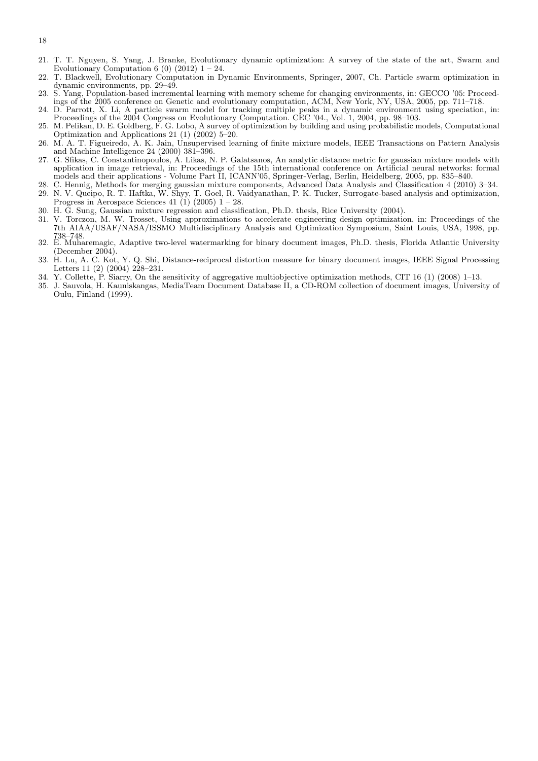21. T. T. Nguyen, S. Yang, J. Branke, Evolutionary dynamic optimization: A survey of the state of the art, Swarm and Evolutionary Computation 6 (0) (2012) 1 – 24.
22. T. Blackwell, Evolutionary Computation in Dynamic Environments, Springer, 2007, Ch. Particle swarm optimization in dynamic environments, pp. 29–49.
23. S. Yang, Population-based incremental learning with memory scheme for changing environments, in: GECCO '05: Proceedings of the 2005 conference on Genetic and evolutionary computation, ACM, New York, NY, USA, 2005, pp. 711–718.
24. D. Parrott, X. Li, A particle swarm model for tracking multiple peaks in a dynamic environment using speciation, in: Proceedings of the 2004 Congress on Evolutionary Computation. CEC '04., Vol. 1, 2004, pp. 98–103.
25. M. Pelikan, D. E. Goldberg, F. G. Lobo, A survey of optimization by building and using probabilistic models, Computational Optimization and Applications 21 (1) (2002) 5–20.
26. M. A. T. Figueiredo, A. K. Jain, Unsupervised learning of finite mixture models, IEEE Transactions on Pattern Analysis and Machine Intelligence 24 (2000) 381–396.
27. G. Sfikas, C. Constantinopoulos, A. Likas, N. P. Galatsanos, An analytic distance metric for gaussian mixture models with application in image retrieval, in: Proceedings of the 15th international conference on Artificial neural networks: formal models and their applications - Volume Part II, ICANN'05, Springer-Verlag, Berlin, Heidelberg, 2005, pp. 835–840.
28. C. Hennig, Methods for merging gaussian mixture components, Advanced Data Analysis and Classification 4 (2010) 3–34.
29. N. V. Queipo, R. T. Haftka, W. Shyy, T. Goel, R. Vaidyanathan, P. K. Tucker, Surrogate-based analysis and optimization, Progress in Aerospace Sciences 41 (1) (2005) 1 – 28.
30. H. G. Sung, Gaussian mixture regression and classification, Ph.D. thesis, Rice University (2004).
31. V. Torczon, M. W. Trosset, Using approximations to accelerate engineering design optimization, in: Proceedings of the 7th AIAA/USAF/NASA/ISSMO Multidisciplinary Analysis and Optimization Symposium, Saint Louis, USA, 1998, pp. 738–748.
32. E. Muharemagic, Adaptive two-level watermarking for binary document images, Ph.D. thesis, Florida Atlantic University (December 2004).
33. H. Lu, A. C. Kot, Y. Q. Shi, Distance-reciprocal distortion measure for binary document images, IEEE Signal Processing Letters 11 (2) (2004) 228–231.
34. Y. Collette, P. Siarry, On the sensitivity of aggregative multiobjective optimization methods, CIT 16 (1) (2008) 1–13.
35. J. Sauvola, H. Kauniskangas, MediaTeam Document Database II, a CD-ROM collection of document images, University of Oulu, Finland (1999).